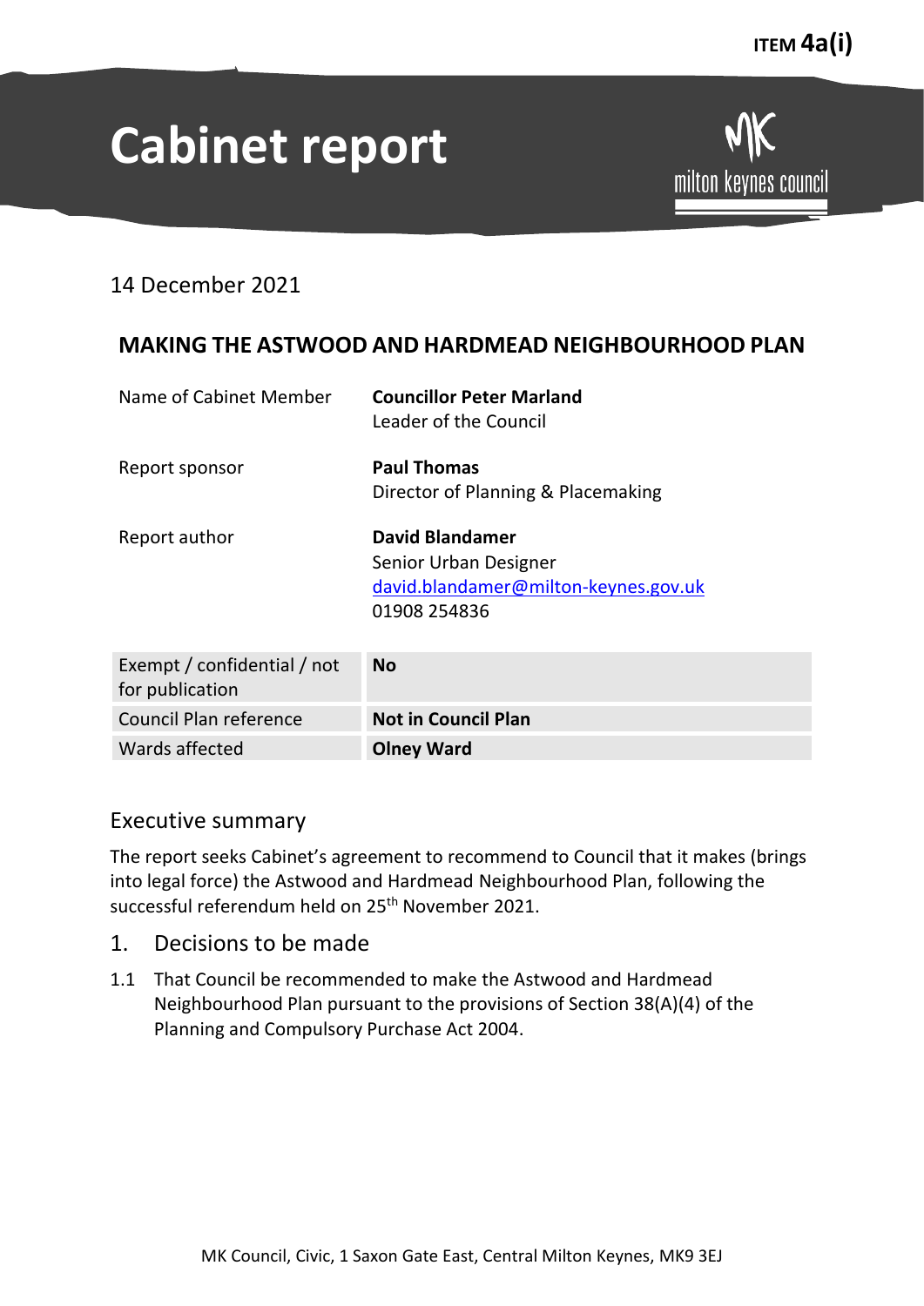**ITEM 4a(i)**

# Cabinet report

14 December 2021

## MAKING THE ASTWOOD AND HARDMEAD NEIGHBOURHOOD PLAN

Name of Cabinet Member — **Councillor Peter Marland**
Leader of the Council

Report sponsor — **Paul Thomas**
Director of Planning & Placemaking

Report author — **David Blandamer**
Senior Urban Designer
david.blandamer@milton-keynes.gov.uk
01908 254836

| | |
|---|---|
| Exempt / confidential / not for publication | **No** |
| Council Plan reference | **Not in Council Plan** |
| Wards affected | **Olney Ward** |

## Executive summary

The report seeks Cabinet's agreement to recommend to Council that it makes (brings into legal force) the Astwood and Hardmead Neighbourhood Plan, following the successful referendum held on 25th November 2021.

## 1. Decisions to be made

1.1 That Council be recommended to make the Astwood and Hardmead Neighbourhood Plan pursuant to the provisions of Section 38(A)(4) of the Planning and Compulsory Purchase Act 2004.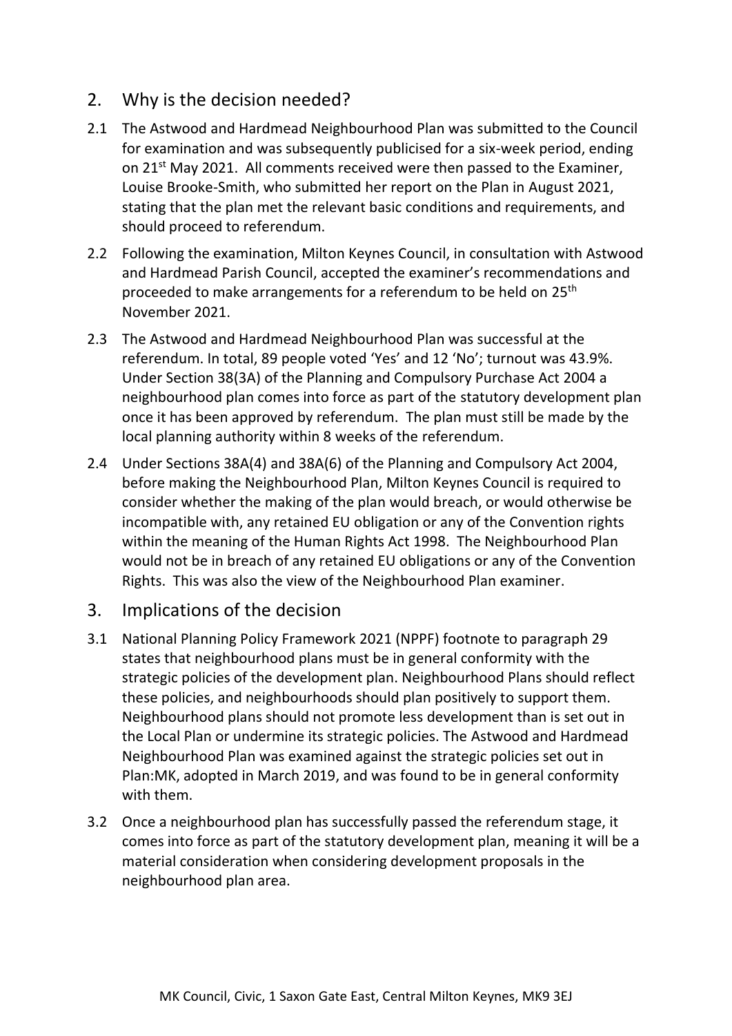## 2. Why is the decision needed?

2.1 The Astwood and Hardmead Neighbourhood Plan was submitted to the Council for examination and was subsequently publicised for a six-week period, ending on 21st May 2021. All comments received were then passed to the Examiner, Louise Brooke-Smith, who submitted her report on the Plan in August 2021, stating that the plan met the relevant basic conditions and requirements, and should proceed to referendum.

2.2 Following the examination, Milton Keynes Council, in consultation with Astwood and Hardmead Parish Council, accepted the examiner's recommendations and proceeded to make arrangements for a referendum to be held on 25th November 2021.

2.3 The Astwood and Hardmead Neighbourhood Plan was successful at the referendum. In total, 89 people voted 'Yes' and 12 'No'; turnout was 43.9%. Under Section 38(3A) of the Planning and Compulsory Purchase Act 2004 a neighbourhood plan comes into force as part of the statutory development plan once it has been approved by referendum. The plan must still be made by the local planning authority within 8 weeks of the referendum.

2.4 Under Sections 38A(4) and 38A(6) of the Planning and Compulsory Act 2004, before making the Neighbourhood Plan, Milton Keynes Council is required to consider whether the making of the plan would breach, or would otherwise be incompatible with, any retained EU obligation or any of the Convention rights within the meaning of the Human Rights Act 1998. The Neighbourhood Plan would not be in breach of any retained EU obligations or any of the Convention Rights. This was also the view of the Neighbourhood Plan examiner.

## 3. Implications of the decision

3.1 National Planning Policy Framework 2021 (NPPF) footnote to paragraph 29 states that neighbourhood plans must be in general conformity with the strategic policies of the development plan. Neighbourhood Plans should reflect these policies, and neighbourhoods should plan positively to support them. Neighbourhood plans should not promote less development than is set out in the Local Plan or undermine its strategic policies. The Astwood and Hardmead Neighbourhood Plan was examined against the strategic policies set out in Plan:MK, adopted in March 2019, and was found to be in general conformity with them.

3.2 Once a neighbourhood plan has successfully passed the referendum stage, it comes into force as part of the statutory development plan, meaning it will be a material consideration when considering development proposals in the neighbourhood plan area.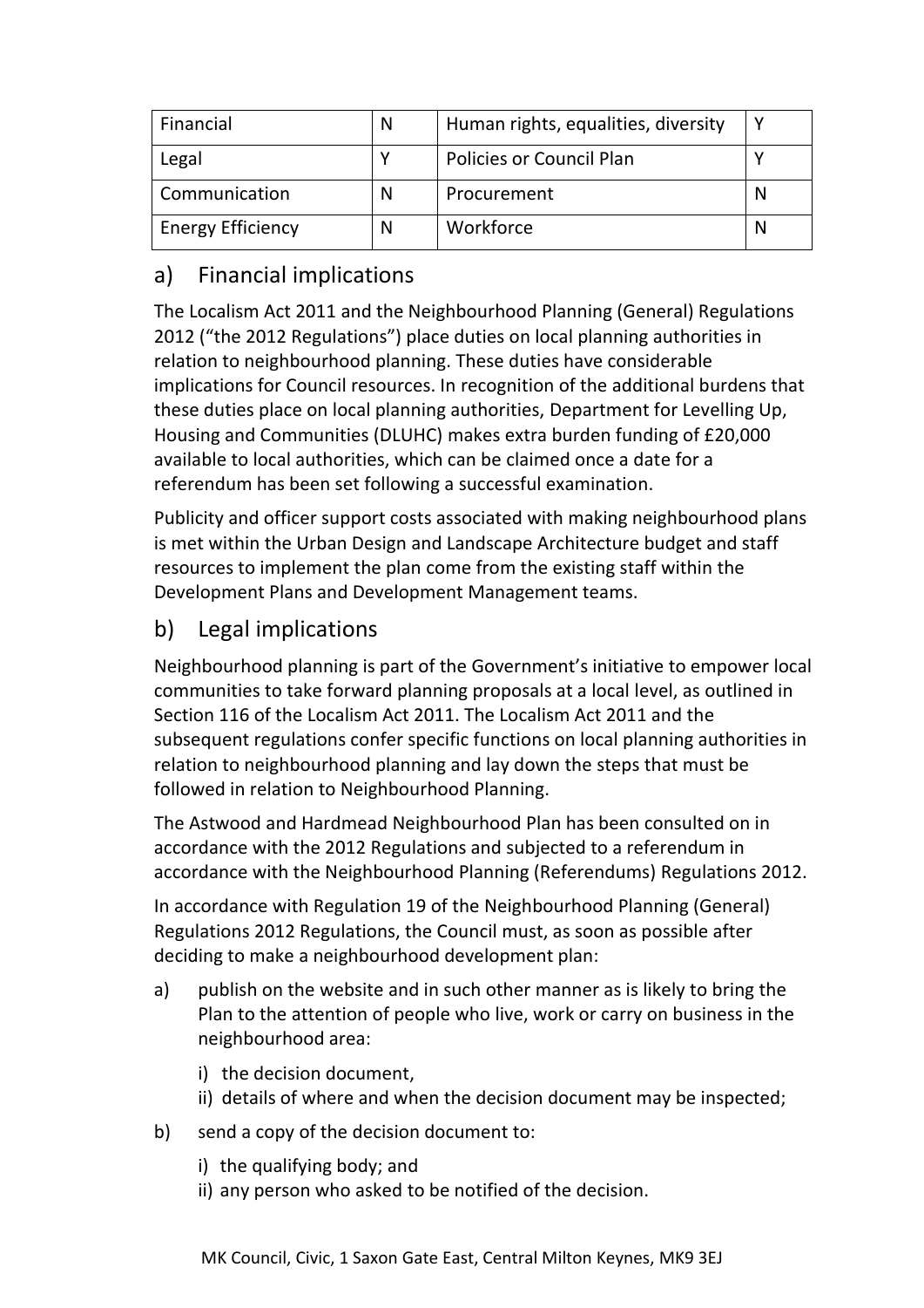| Financial | N | Human rights, equalities, diversity | Y |
|---|---|---|---|
| Legal | Y | Policies or Council Plan | Y |
| Communication | N | Procurement | N |
| Energy Efficiency | N | Workforce | N |

## a) Financial implications

The Localism Act 2011 and the Neighbourhood Planning (General) Regulations 2012 ("the 2012 Regulations") place duties on local planning authorities in relation to neighbourhood planning. These duties have considerable implications for Council resources. In recognition of the additional burdens that these duties place on local planning authorities, Department for Levelling Up, Housing and Communities (DLUHC) makes extra burden funding of £20,000 available to local authorities, which can be claimed once a date for a referendum has been set following a successful examination.

Publicity and officer support costs associated with making neighbourhood plans is met within the Urban Design and Landscape Architecture budget and staff resources to implement the plan come from the existing staff within the Development Plans and Development Management teams.

## b) Legal implications

Neighbourhood planning is part of the Government's initiative to empower local communities to take forward planning proposals at a local level, as outlined in Section 116 of the Localism Act 2011. The Localism Act 2011 and the subsequent regulations confer specific functions on local planning authorities in relation to neighbourhood planning and lay down the steps that must be followed in relation to Neighbourhood Planning.

The Astwood and Hardmead Neighbourhood Plan has been consulted on in accordance with the 2012 Regulations and subjected to a referendum in accordance with the Neighbourhood Planning (Referendums) Regulations 2012.

In accordance with Regulation 19 of the Neighbourhood Planning (General) Regulations 2012 Regulations, the Council must, as soon as possible after deciding to make a neighbourhood development plan:

a) publish on the website and in such other manner as is likely to bring the Plan to the attention of people who live, work or carry on business in the neighbourhood area:

   i) the decision document,
   ii) details of where and when the decision document may be inspected;

b) send a copy of the decision document to:

   i) the qualifying body; and
   ii) any person who asked to be notified of the decision.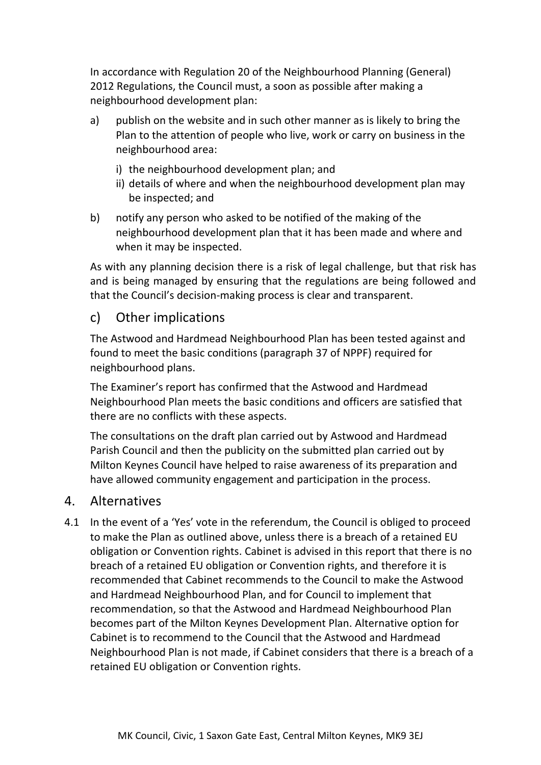In accordance with Regulation 20 of the Neighbourhood Planning (General) 2012 Regulations, the Council must, a soon as possible after making a neighbourhood development plan:

a) publish on the website and in such other manner as is likely to bring the Plan to the attention of people who live, work or carry on business in the neighbourhood area:

   i) the neighbourhood development plan; and
   ii) details of where and when the neighbourhood development plan may be inspected; and

b) notify any person who asked to be notified of the making of the neighbourhood development plan that it has been made and where and when it may be inspected.

As with any planning decision there is a risk of legal challenge, but that risk has and is being managed by ensuring that the regulations are being followed and that the Council's decision-making process is clear and transparent.

### c) Other implications

The Astwood and Hardmead Neighbourhood Plan has been tested against and found to meet the basic conditions (paragraph 37 of NPPF) required for neighbourhood plans.

The Examiner's report has confirmed that the Astwood and Hardmead Neighbourhood Plan meets the basic conditions and officers are satisfied that there are no conflicts with these aspects.

The consultations on the draft plan carried out by Astwood and Hardmead Parish Council and then the publicity on the submitted plan carried out by Milton Keynes Council have helped to raise awareness of its preparation and have allowed community engagement and participation in the process.

## 4. Alternatives

4.1 In the event of a 'Yes' vote in the referendum, the Council is obliged to proceed to make the Plan as outlined above, unless there is a breach of a retained EU obligation or Convention rights. Cabinet is advised in this report that there is no breach of a retained EU obligation or Convention rights, and therefore it is recommended that Cabinet recommends to the Council to make the Astwood and Hardmead Neighbourhood Plan, and for Council to implement that recommendation, so that the Astwood and Hardmead Neighbourhood Plan becomes part of the Milton Keynes Development Plan. Alternative option for Cabinet is to recommend to the Council that the Astwood and Hardmead Neighbourhood Plan is not made, if Cabinet considers that there is a breach of a retained EU obligation or Convention rights.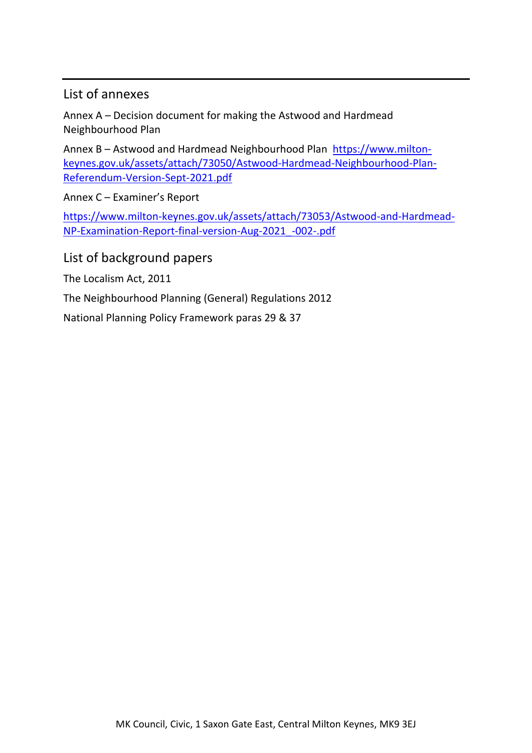## List of annexes

Annex A – Decision document for making the Astwood and Hardmead Neighbourhood Plan

Annex B – Astwood and Hardmead Neighbourhood Plan https://www.milton-keynes.gov.uk/assets/attach/73050/Astwood-Hardmead-Neighbourhood-Plan-Referendum-Version-Sept-2021.pdf

Annex C – Examiner's Report

https://www.milton-keynes.gov.uk/assets/attach/73053/Astwood-and-Hardmead-NP-Examination-Report-final-version-Aug-2021_-002-.pdf

## List of background papers

The Localism Act, 2011

The Neighbourhood Planning (General) Regulations 2012

National Planning Policy Framework paras 29 & 37